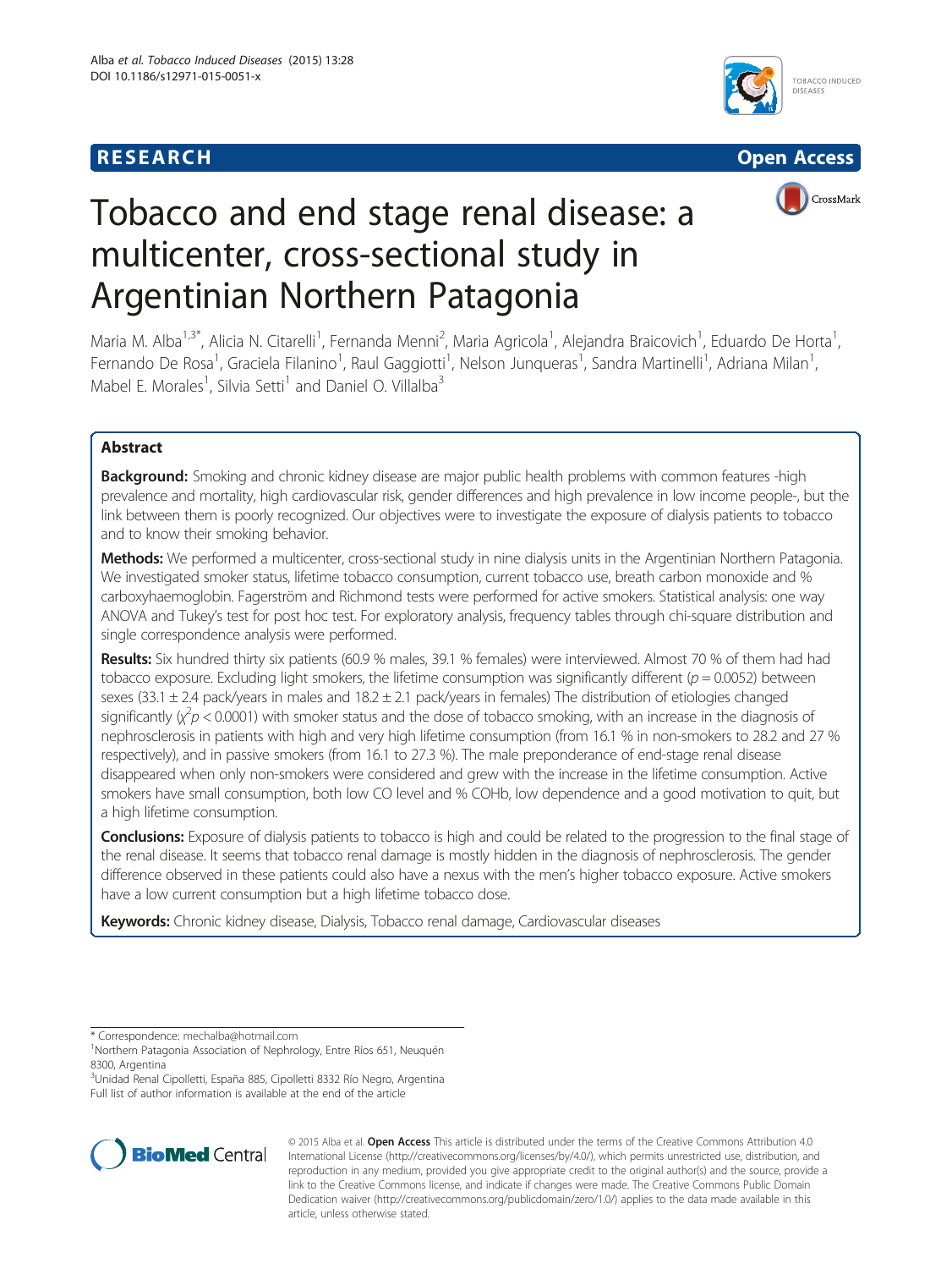RESEARCH Open Access

# Tobacco and end stage renal disease: a multicenter, cross-sectional study in Argentinian Northern Patagonia

Maria M. Alba[1,3*], Alicia N. Citarelli[1], Fernanda Menni[2], Maria Agricola[1], Alejandra Braicovich[1], Eduardo De Horta[1], Fernando De Rosa[1], Graciela Filanino[1], Raul Gaggiotti[1], Nelson Junqueras[1], Sandra Martinelli[1], Adriana Milan[1], Mabel E. Morales[1], Silvia Setti[1] and Daniel O. Villalba[3]

## Abstract

**Background:** Smoking and chronic kidney disease are major public health problems with common features -high prevalence and mortality, high cardiovascular risk, gender differences and high prevalence in low income people-, but the link between them is poorly recognized. Our objectives were to investigate the exposure of dialysis patients to tobacco and to know their smoking behavior.

**Methods:** We performed a multicenter, cross-sectional study in nine dialysis units in the Argentinian Northern Patagonia. We investigated smoker status, lifetime tobacco consumption, current tobacco use, breath carbon monoxide and % carboxyhaemoglobin. Fagerström and Richmond tests were performed for active smokers. Statistical analysis: one way ANOVA and Tukey's test for post hoc test. For exploratory analysis, frequency tables through chi-square distribution and single correspondence analysis were performed.

**Results:** Six hundred thirty six patients (60.9 % males, 39.1 % females) were interviewed. Almost 70 % of them had had tobacco exposure. Excluding light smokers, the lifetime consumption was significantly different ($p = 0.0052$) between sexes (33.1 ± 2.4 pack/years in males and 18.2 ± 2.1 pack/years in females) The distribution of etiologies changed significantly ($\chi^2 p < 0.0001$) with smoker status and the dose of tobacco smoking, with an increase in the diagnosis of nephrosclerosis in patients with high and very high lifetime consumption (from 16.1 % in non-smokers to 28.2 and 27 % respectively), and in passive smokers (from 16.1 to 27.3 %). The male preponderance of end-stage renal disease disappeared when only non-smokers were considered and grew with the increase in the lifetime consumption. Active smokers have small consumption, both low CO level and % COHb, low dependence and a good motivation to quit, but a high lifetime consumption.

**Conclusions:** Exposure of dialysis patients to tobacco is high and could be related to the progression to the final stage of the renal disease. It seems that tobacco renal damage is mostly hidden in the diagnosis of nephrosclerosis. The gender difference observed in these patients could also have a nexus with the men's higher tobacco exposure. Active smokers have a low current consumption but a high lifetime tobacco dose.

**Keywords:** Chronic kidney disease, Dialysis, Tobacco renal damage, Cardiovascular diseases

---

* Correspondence: mechalba@hotmail.com
[1]Northern Patagonia Association of Nephrology, Entre Ríos 651, Neuquén 8300, Argentina
[3]Unidad Renal Cipolletti, España 885, Cipolletti 8332 Río Negro, Argentina
Full list of author information is available at the end of the article

© 2015 Alba et al. **Open Access** This article is distributed under the terms of the Creative Commons Attribution 4.0 International License (http://creativecommons.org/licenses/by/4.0/), which permits unrestricted use, distribution, and reproduction in any medium, provided you give appropriate credit to the original author(s) and the source, provide a link to the Creative Commons license, and indicate if changes were made. The Creative Commons Public Domain Dedication waiver (http://creativecommons.org/publicdomain/zero/1.0/) applies to the data made available in this article, unless otherwise stated.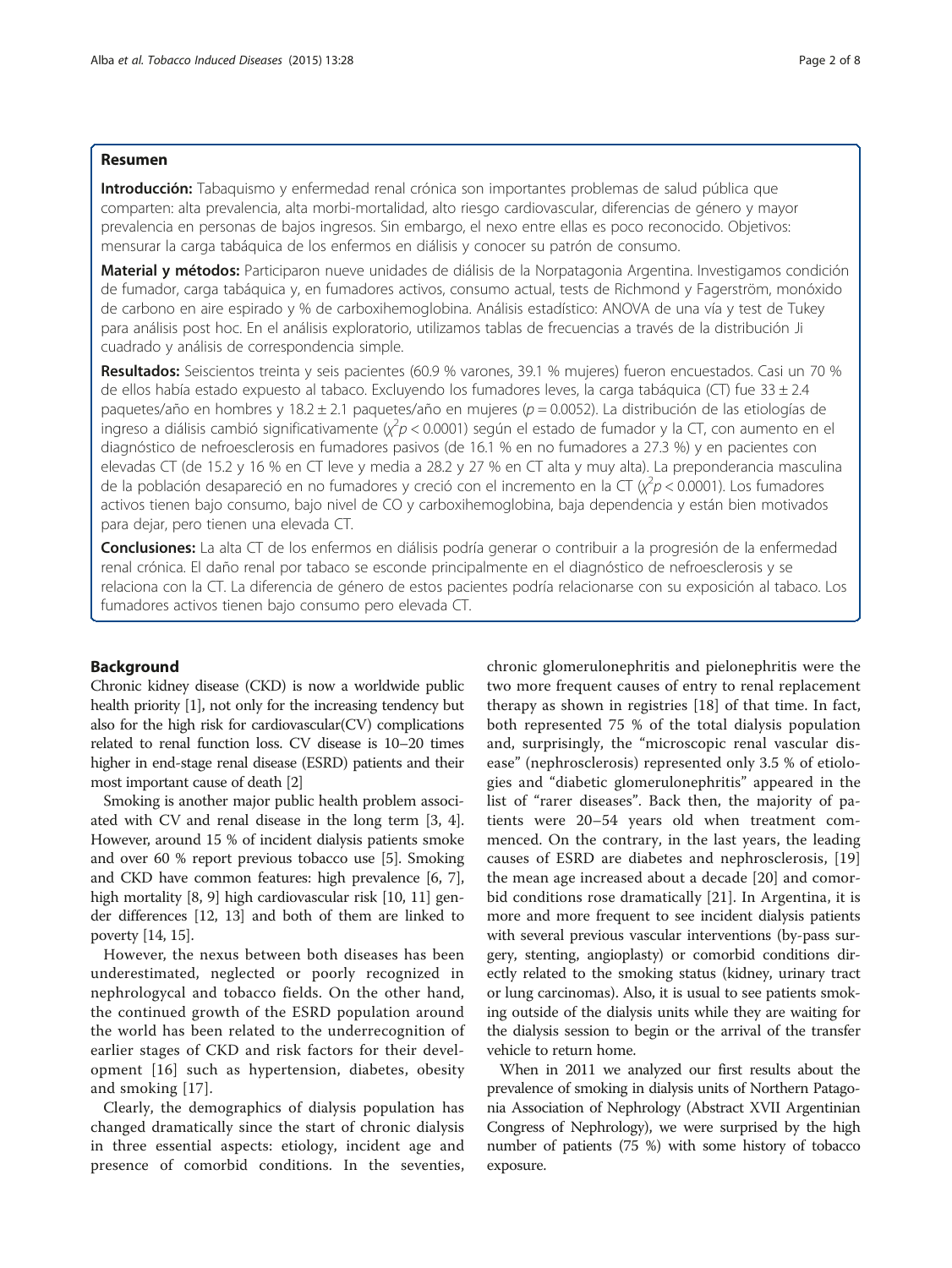## Resumen

**Introducción:** Tabaquismo y enfermedad renal crónica son importantes problemas de salud pública que comparten: alta prevalencia, alta morbi-mortalidad, alto riesgo cardiovascular, diferencias de género y mayor prevalencia en personas de bajos ingresos. Sin embargo, el nexo entre ellas es poco reconocido. Objetivos: mensurar la carga tabáquica de los enfermos en diálisis y conocer su patrón de consumo.

**Material y métodos:** Participaron nueve unidades de diálisis de la Norpatagonia Argentina. Investigamos condición de fumador, carga tabáquica y, en fumadores activos, consumo actual, tests de Richmond y Fagerström, monóxido de carbono en aire espirado y % de carboxihemoglobina. Análisis estadístico: ANOVA de una vía y test de Tukey para análisis post hoc. En el análisis exploratorio, utilizamos tablas de frecuencias a través de la distribución Ji cuadrado y análisis de correspondencia simple.

**Resultados:** Seiscientos treinta y seis pacientes (60.9 % varones, 39.1 % mujeres) fueron encuestados. Casi un 70 % de ellos había estado expuesto al tabaco. Excluyendo los fumadores leves, la carga tabáquica (CT) fue 33 ± 2.4 paquetes/año en hombres y 18.2 ± 2.1 paquetes/año en mujeres ($p = 0.0052$). La distribución de las etiologías de ingreso a diálisis cambió significativamente ($\chi^2 p < 0.0001$) según el estado de fumador y la CT, con aumento en el diagnóstico de nefroesclerosis en fumadores pasivos (de 16.1 % en no fumadores a 27.3 %) y en pacientes con elevadas CT (de 15.2 y 16 % en CT leve y media a 28.2 y 27 % en CT alta y muy alta). La preponderancia masculina de la población desapareció en no fumadores y creció con el incremento en la CT ($\chi^2 p < 0.0001$). Los fumadores activos tienen bajo consumo, bajo nivel de CO y carboxihemoglobina, baja dependencia y están bien motivados para dejar, pero tienen una elevada CT.

**Conclusiones:** La alta CT de los enfermos en diálisis podría generar o contribuir a la progresión de la enfermedad renal crónica. El daño renal por tabaco se esconde principalmente en el diagnóstico de nefroesclerosis y se relaciona con la CT. La diferencia de género de estos pacientes podría relacionarse con su exposición al tabaco. Los fumadores activos tienen bajo consumo pero elevada CT.

## Background

Chronic kidney disease (CKD) is now a worldwide public health priority [1], not only for the increasing tendency but also for the high risk for cardiovascular(CV) complications related to renal function loss. CV disease is 10–20 times higher in end-stage renal disease (ESRD) patients and their most important cause of death [2]

Smoking is another major public health problem associated with CV and renal disease in the long term [3, 4]. However, around 15 % of incident dialysis patients smoke and over 60 % report previous tobacco use [5]. Smoking and CKD have common features: high prevalence [6, 7], high mortality [8, 9] high cardiovascular risk [10, 11] gender differences [12, 13] and both of them are linked to poverty [14, 15].

However, the nexus between both diseases has been underestimated, neglected or poorly recognized in nephrologycal and tobacco fields. On the other hand, the continued growth of the ESRD population around the world has been related to the underrecognition of earlier stages of CKD and risk factors for their development [16] such as hypertension, diabetes, obesity and smoking [17].

Clearly, the demographics of dialysis population has changed dramatically since the start of chronic dialysis in three essential aspects: etiology, incident age and presence of comorbid conditions. In the seventies, chronic glomerulonephritis and pielonephritis were the two more frequent causes of entry to renal replacement therapy as shown in registries [18] of that time. In fact, both represented 75 % of the total dialysis population and, surprisingly, the "microscopic renal vascular disease" (nephrosclerosis) represented only 3.5 % of etiologies and "diabetic glomerulonephritis" appeared in the list of "rarer diseases". Back then, the majority of patients were 20–54 years old when treatment commenced. On the contrary, in the last years, the leading causes of ESRD are diabetes and nephrosclerosis, [19] the mean age increased about a decade [20] and comorbid conditions rose dramatically [21]. In Argentina, it is more and more frequent to see incident dialysis patients with several previous vascular interventions (by-pass surgery, stenting, angioplasty) or comorbid conditions directly related to the smoking status (kidney, urinary tract or lung carcinomas). Also, it is usual to see patients smoking outside of the dialysis units while they are waiting for the dialysis session to begin or the arrival of the transfer vehicle to return home.

When in 2011 we analyzed our first results about the prevalence of smoking in dialysis units of Northern Patagonia Association of Nephrology (Abstract XVII Argentinian Congress of Nephrology), we were surprised by the high number of patients (75 %) with some history of tobacco exposure.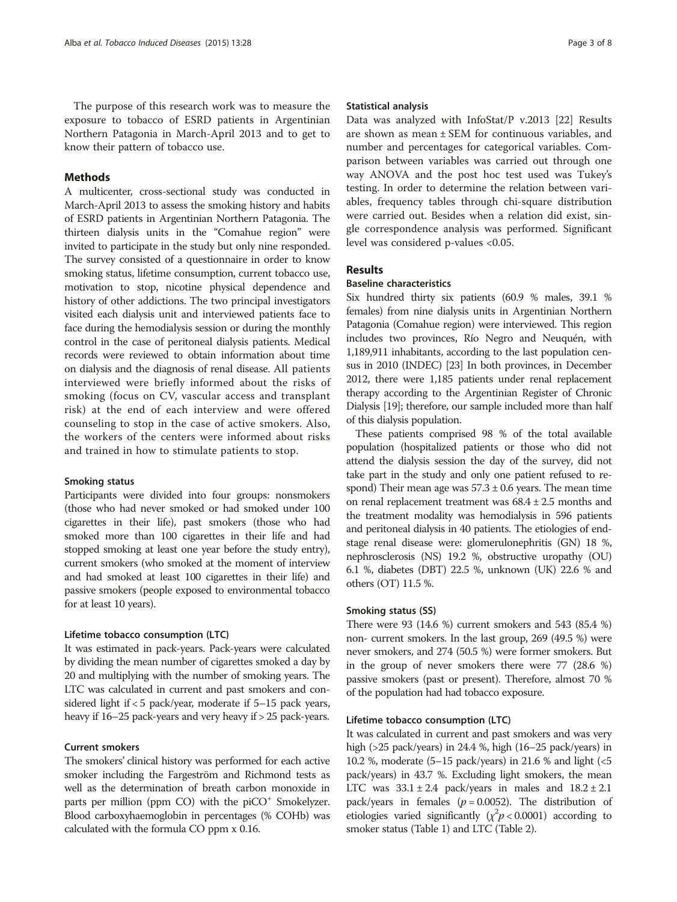The purpose of this research work was to measure the exposure to tobacco of ESRD patients in Argentinian Northern Patagonia in March-April 2013 and to get to know their pattern of tobacco use.

## Methods

A multicenter, cross-sectional study was conducted in March-April 2013 to assess the smoking history and habits of ESRD patients in Argentinian Northern Patagonia. The thirteen dialysis units in the "Comahue region" were invited to participate in the study but only nine responded. The survey consisted of a questionnaire in order to know smoking status, lifetime consumption, current tobacco use, motivation to stop, nicotine physical dependence and history of other addictions. The two principal investigators visited each dialysis unit and interviewed patients face to face during the hemodialysis session or during the monthly control in the case of peritoneal dialysis patients. Medical records were reviewed to obtain information about time on dialysis and the diagnosis of renal disease. All patients interviewed were briefly informed about the risks of smoking (focus on CV, vascular access and transplant risk) at the end of each interview and were offered counseling to stop in the case of active smokers. Also, the workers of the centers were informed about risks and trained in how to stimulate patients to stop.

### Smoking status

Participants were divided into four groups: nonsmokers (those who had never smoked or had smoked under 100 cigarettes in their life), past smokers (those who had smoked more than 100 cigarettes in their life and had stopped smoking at least one year before the study entry), current smokers (who smoked at the moment of interview and had smoked at least 100 cigarettes in their life) and passive smokers (people exposed to environmental tobacco for at least 10 years).

### Lifetime tobacco consumption (LTC)

It was estimated in pack-years. Pack-years were calculated by dividing the mean number of cigarettes smoked a day by 20 and multiplying with the number of smoking years. The LTC was calculated in current and past smokers and considered light if < 5 pack/year, moderate if 5–15 pack years, heavy if 16–25 pack-years and very heavy if > 25 pack-years.

### Current smokers

The smokers' clinical history was performed for each active smoker including the Fargeström and Richmond tests as well as the determination of breath carbon monoxide in parts per million (ppm CO) with the piCO+ Smokelyzer. Blood carboxyhaemoglobin in percentages (% COHb) was calculated with the formula CO ppm x 0.16.

### Statistical analysis

Data was analyzed with InfoStat/P v.2013 [22] Results are shown as mean ± SEM for continuous variables, and number and percentages for categorical variables. Comparison between variables was carried out through one way ANOVA and the post hoc test used was Tukey's testing. In order to determine the relation between variables, frequency tables through chi-square distribution were carried out. Besides when a relation did exist, single correspondence analysis was performed. Significant level was considered p-values <0.05.

## Results

### Baseline characteristics

Six hundred thirty six patients (60.9 % males, 39.1 % females) from nine dialysis units in Argentinian Northern Patagonia (Comahue region) were interviewed. This region includes two provinces, Río Negro and Neuquén, with 1,189,911 inhabitants, according to the last population census in 2010 (INDEC) [23] In both provinces, in December 2012, there were 1,185 patients under renal replacement therapy according to the Argentinian Register of Chronic Dialysis [19]; therefore, our sample included more than half of this dialysis population.

These patients comprised 98 % of the total available population (hospitalized patients or those who did not attend the dialysis session the day of the survey, did not take part in the study and only one patient refused to respond) Their mean age was 57.3 ± 0.6 years. The mean time on renal replacement treatment was 68.4 ± 2.5 months and the treatment modality was hemodialysis in 596 patients and peritoneal dialysis in 40 patients. The etiologies of end-stage renal disease were: glomerulonephritis (GN) 18 %, nephrosclerosis (NS) 19.2 %, obstructive uropathy (OU) 6.1 %, diabetes (DBT) 22.5 %, unknown (UK) 22.6 % and others (OT) 11.5 %.

### Smoking status (SS)

There were 93 (14.6 %) current smokers and 543 (85.4 %) non- current smokers. In the last group, 269 (49.5 %) were never smokers, and 274 (50.5 %) were former smokers. But in the group of never smokers there were 77 (28.6 %) passive smokers (past or present). Therefore, almost 70 % of the population had had tobacco exposure.

### Lifetime tobacco consumption (LTC)

It was calculated in current and past smokers and was very high (>25 pack/years) in 24.4 %, high (16–25 pack/years) in 10.2 %, moderate (5–15 pack/years) in 21.6 % and light (<5 pack/years) in 43.7 %. Excluding light smokers, the mean LTC was 33.1 ± 2.4 pack/years in males and 18.2 ± 2.1 pack/years in females ($p = 0.0052$). The distribution of etiologies varied significantly ($\chi^2 p < 0.0001$) according to smoker status (Table 1) and LTC (Table 2).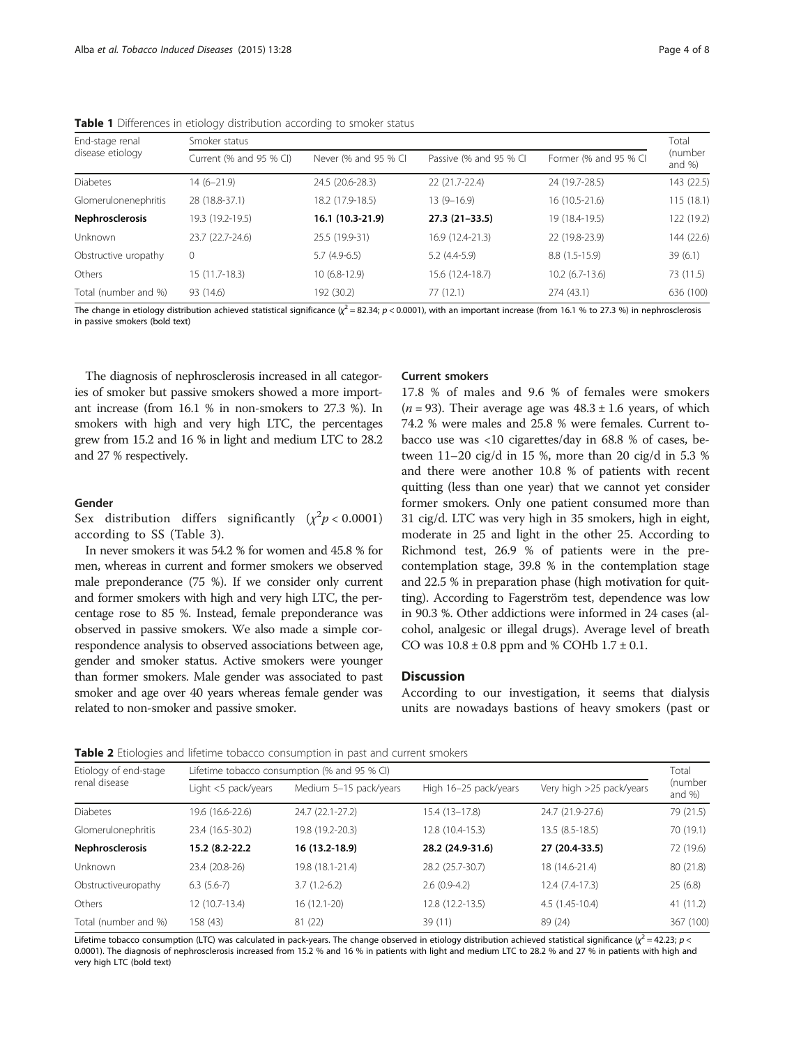**Table 1** Differences in etiology distribution according to smoker status

| End-stage renal disease etiology | Smoker status | | | | Total (number and %) |
|---|---|---|---|---|---|
| | Current (% and 95 % CI) | Never (% and 95 % CI | Passive (% and 95 % CI | Former (% and 95 % CI | |
| Diabetes | 14 (6–21.9) | 24.5 (20.6-28.3) | 22 (21.7-22.4) | 24 (19.7-28.5) | 143 (22.5) |
| Glomerulonephritis | 28 (18.8-37.1) | 18.2 (17.9-18.5) | 13 (9–16.9) | 16 (10.5-21.6) | 115 (18.1) |
| **Nephrosclerosis** | 19.3 (19.2-19.5) | **16.1 (10.3-21.9)** | **27.3 (21–33.5)** | 19 (18.4-19.5) | 122 (19.2) |
| Unknown | 23.7 (22.7-24.6) | 25.5 (19.9-31) | 16.9 (12.4-21.3) | 22 (19.8-23.9) | 144 (22.6) |
| Obstructive uropathy | 0 | 5.7 (4.9-6.5) | 5.2 (4.4-5.9) | 8.8 (1.5-15.9) | 39 (6.1) |
| Others | 15 (11.7-18.3) | 10 (6.8-12.9) | 15.6 (12.4-18.7) | 10.2 (6.7-13.6) | 73 (11.5) |
| Total (number and %) | 93 (14.6) | 192 (30.2) | 77 (12.1) | 274 (43.1) | 636 (100) |

The change in etiology distribution achieved statistical significance ($\chi^2 = 82.34$; $p < 0.0001$), with an important increase (from 16.1 % to 27.3 %) in nephrosclerosis in passive smokers (bold text)

The diagnosis of nephrosclerosis increased in all categories of smoker but passive smokers showed a more important increase (from 16.1 % in non-smokers to 27.3 %). In smokers with high and very high LTC, the percentages grew from 15.2 and 16 % in light and medium LTC to 28.2 and 27 % respectively.

### Gender

Sex distribution differs significantly ($\chi^2 p < 0.0001$) according to SS (Table 3).

In never smokers it was 54.2 % for women and 45.8 % for men, whereas in current and former smokers we observed male preponderance (75 %). If we consider only current and former smokers with high and very high LTC, the percentage rose to 85 %. Instead, female preponderance was observed in passive smokers. We also made a simple correspondence analysis to observed associations between age, gender and smoker status. Active smokers were younger than former smokers. Male gender was associated to past smoker and age over 40 years whereas female gender was related to non-smoker and passive smoker.

### Current smokers

17.8 % of males and 9.6 % of females were smokers ($n = 93$). Their average age was $48.3 \pm 1.6$ years, of which 74.2 % were males and 25.8 % were females. Current tobacco use was <10 cigarettes/day in 68.8 % of cases, between 11–20 cig/d in 15 %, more than 20 cig/d in 5.3 % and there were another 10.8 % of patients with recent quitting (less than one year) that we cannot yet consider former smokers. Only one patient consumed more than 31 cig/d. LTC was very high in 35 smokers, high in eight, moderate in 25 and light in the other 25. According to Richmond test, 26.9 % of patients were in the precontemplation stage, 39.8 % in the contemplation stage and 22.5 % in preparation phase (high motivation for quitting). According to Fagerström test, dependence was low in 90.3 %. Other addictions were informed in 24 cases (alcohol, analgesic or illegal drugs). Average level of breath CO was $10.8 \pm 0.8$ ppm and % COHb $1.7 \pm 0.1$.

## Discussion

According to our investigation, it seems that dialysis units are nowadays bastions of heavy smokers (past or

**Table 2** Etiologies and lifetime tobacco consumption in past and current smokers

| Etiology of end-stage renal disease | Lifetime tobacco consumption (% and 95 % CI) | | | | Total (number and %) |
|---|---|---|---|---|---|
| | Light <5 pack/years | Medium 5–15 pack/years | High 16–25 pack/years | Very high >25 pack/years | |
| Diabetes | 19.6 (16.6-22.6) | 24.7 (22.1-27.2) | 15.4 (13–17.8) | 24.7 (21.9-27.6) | 79 (21.5) |
| Glomerulonephritis | 23.4 (16.5-30.2) | 19.8 (19.2-20.3) | 12.8 (10.4-15.3) | 13.5 (8.5-18.5) | 70 (19.1) |
| **Nephrosclerosis** | **15.2 (8.2-22.2** | **16 (13.2-18.9)** | **28.2 (24.9-31.6)** | **27 (20.4-33.5)** | 72 (19.6) |
| Unknown | 23.4 (20.8-26) | 19.8 (18.1-21.4) | 28.2 (25.7-30.7) | 18 (14.6-21.4) | 80 (21.8) |
| Obstructiveuropathy | 6.3 (5.6-7) | 3.7 (1.2-6.2) | 2.6 (0.9-4.2) | 12.4 (7.4-17.3) | 25 (6.8) |
| Others | 12 (10.7-13.4) | 16 (12.1-20) | 12.8 (12.2-13.5) | 4.5 (1.45-10.4) | 41 (11.2) |
| Total (number and %) | 158 (43) | 81 (22) | 39 (11) | 89 (24) | 367 (100) |

Lifetime tobacco consumption (LTC) was calculated in pack-years. The change observed in etiology distribution achieved statistical significance ($\chi^2 = 42.23$; $p < 0.0001$). The diagnosis of nephrosclerosis increased from 15.2 % and 16 % in patients with light and medium LTC to 28.2 % and 27 % in patients with high and very high LTC (bold text)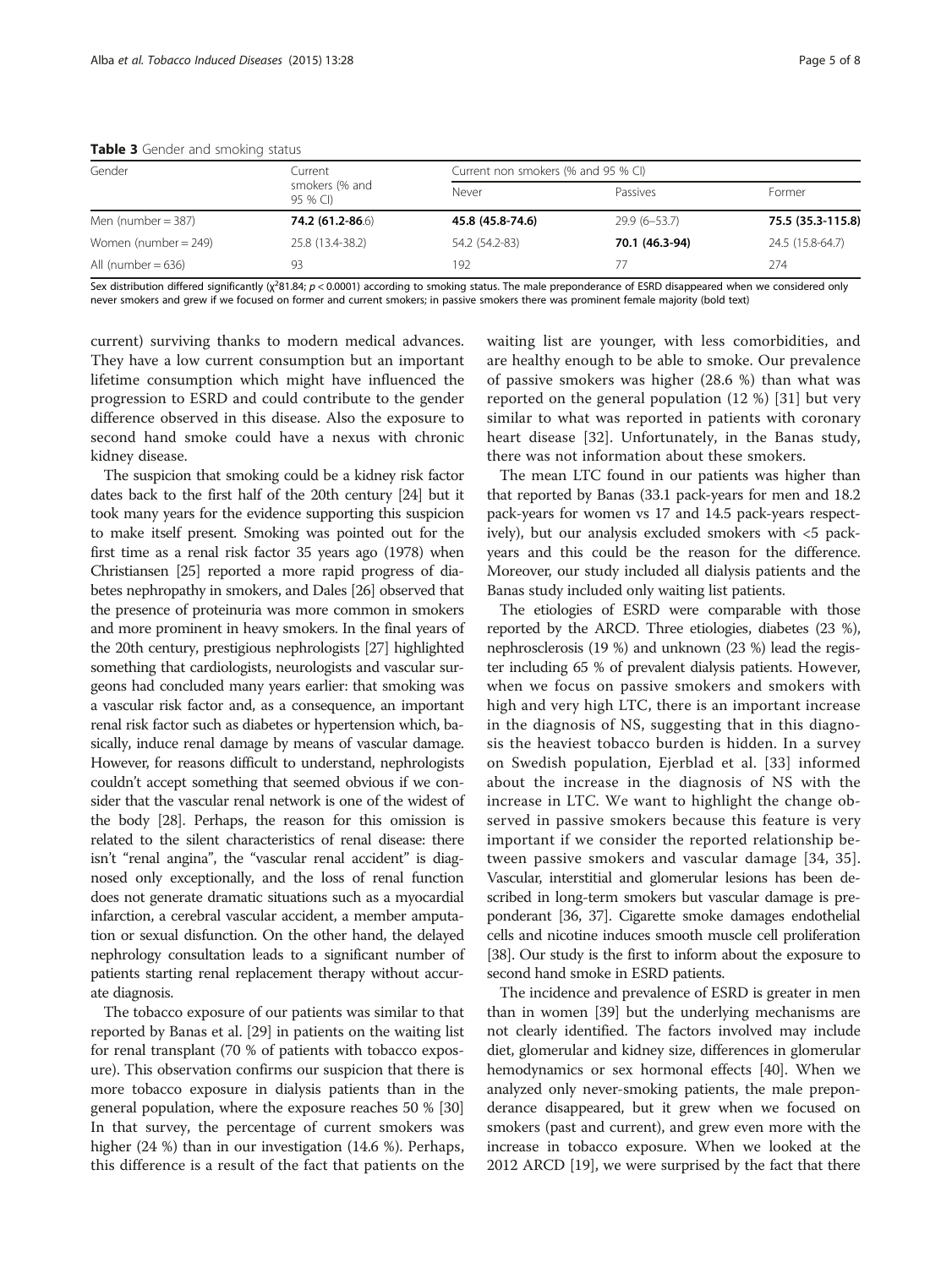**Table 3** Gender and smoking status

| Gender | Current smokers (% and 95 % CI) | Current non smokers (% and 95 % CI) | | |
|---|---|---|---|---|
| | | Never | Passives | Former |
| Men (number = 387) | **74.2 (61.2-86.6)** | **45.8 (45.8-74.6)** | 29.9 (6–53.7) | **75.5 (35.3-115.8)** |
| Women (number = 249) | 25.8 (13.4-38.2) | 54.2 (54.2-83) | **70.1 (46.3-94)** | 24.5 (15.8-64.7) |
| All (number = 636) | 93 | 192 | 77 | 274 |

Sex distribution differed significantly ($\chi^2$81.84; $p < 0.0001$) according to smoking status. The male preponderance of ESRD disappeared when we considered only never smokers and grew if we focused on former and current smokers; in passive smokers there was prominent female majority (bold text)

current) surviving thanks to modern medical advances. They have a low current consumption but an important lifetime consumption which might have influenced the progression to ESRD and could contribute to the gender difference observed in this disease. Also the exposure to second hand smoke could have a nexus with chronic kidney disease.

The suspicion that smoking could be a kidney risk factor dates back to the first half of the 20th century [24] but it took many years for the evidence supporting this suspicion to make itself present. Smoking was pointed out for the first time as a renal risk factor 35 years ago (1978) when Christiansen [25] reported a more rapid progress of diabetes nephropathy in smokers, and Dales [26] observed that the presence of proteinuria was more common in smokers and more prominent in heavy smokers. In the final years of the 20th century, prestigious nephrologists [27] highlighted something that cardiologists, neurologists and vascular surgeons had concluded many years earlier: that smoking was a vascular risk factor and, as a consequence, an important renal risk factor such as diabetes or hypertension which, basically, induce renal damage by means of vascular damage. However, for reasons difficult to understand, nephrologists couldn't accept something that seemed obvious if we consider that the vascular renal network is one of the widest of the body [28]. Perhaps, the reason for this omission is related to the silent characteristics of renal disease: there isn't "renal angina", the "vascular renal accident" is diagnosed only exceptionally, and the loss of renal function does not generate dramatic situations such as a myocardial infarction, a cerebral vascular accident, a member amputation or sexual disfunction. On the other hand, the delayed nephrology consultation leads to a significant number of patients starting renal replacement therapy without accurate diagnosis.

The tobacco exposure of our patients was similar to that reported by Banas et al. [29] in patients on the waiting list for renal transplant (70 % of patients with tobacco exposure). This observation confirms our suspicion that there is more tobacco exposure in dialysis patients than in the general population, where the exposure reaches 50 % [30] In that survey, the percentage of current smokers was higher (24 %) than in our investigation (14.6 %). Perhaps, this difference is a result of the fact that patients on the waiting list are younger, with less comorbidities, and are healthy enough to be able to smoke. Our prevalence of passive smokers was higher (28.6 %) than what was reported on the general population (12 %) [31] but very similar to what was reported in patients with coronary heart disease [32]. Unfortunately, in the Banas study, there was not information about these smokers.

The mean LTC found in our patients was higher than that reported by Banas (33.1 pack-years for men and 18.2 pack-years for women vs 17 and 14.5 pack-years respectively), but our analysis excluded smokers with <5 pack-years and this could be the reason for the difference. Moreover, our study included all dialysis patients and the Banas study included only waiting list patients.

The etiologies of ESRD were comparable with those reported by the ARCD. Three etiologies, diabetes (23 %), nephrosclerosis (19 %) and unknown (23 %) lead the register including 65 % of prevalent dialysis patients. However, when we focus on passive smokers and smokers with high and very high LTC, there is an important increase in the diagnosis of NS, suggesting that in this diagnosis the heaviest tobacco burden is hidden. In a survey on Swedish population, Ejerblad et al. [33] informed about the increase in the diagnosis of NS with the increase in LTC. We want to highlight the change observed in passive smokers because this feature is very important if we consider the reported relationship between passive smokers and vascular damage [34, 35]. Vascular, interstitial and glomerular lesions has been described in long-term smokers but vascular damage is preponderant [36, 37]. Cigarette smoke damages endothelial cells and nicotine induces smooth muscle cell proliferation [38]. Our study is the first to inform about the exposure to second hand smoke in ESRD patients.

The incidence and prevalence of ESRD is greater in men than in women [39] but the underlying mechanisms are not clearly identified. The factors involved may include diet, glomerular and kidney size, differences in glomerular hemodynamics or sex hormonal effects [40]. When we analyzed only never-smoking patients, the male preponderance disappeared, but it grew when we focused on smokers (past and current), and grew even more with the increase in tobacco exposure. When we looked at the 2012 ARCD [19], we were surprised by the fact that there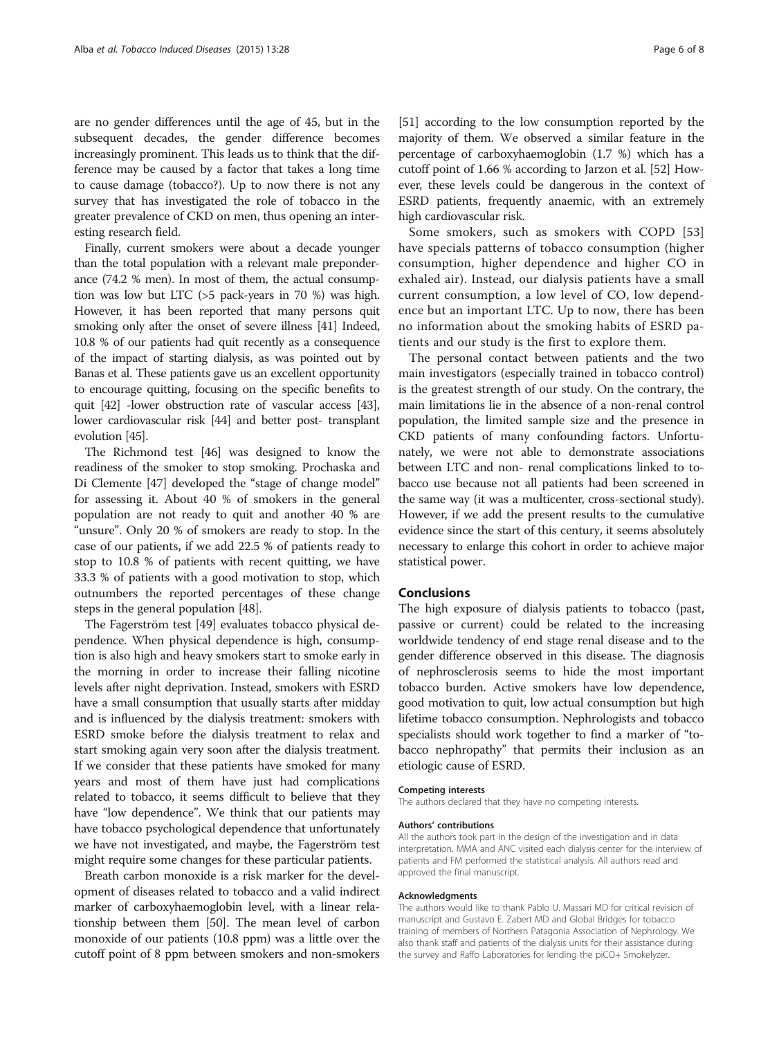are no gender differences until the age of 45, but in the subsequent decades, the gender difference becomes increasingly prominent. This leads us to think that the difference may be caused by a factor that takes a long time to cause damage (tobacco?). Up to now there is not any survey that has investigated the role of tobacco in the greater prevalence of CKD on men, thus opening an interesting research field.

Finally, current smokers were about a decade younger than the total population with a relevant male preponderance (74.2 % men). In most of them, the actual consumption was low but LTC (>5 pack-years in 70 %) was high. However, it has been reported that many persons quit smoking only after the onset of severe illness [41] Indeed, 10.8 % of our patients had quit recently as a consequence of the impact of starting dialysis, as was pointed out by Banas et al. These patients gave us an excellent opportunity to encourage quitting, focusing on the specific benefits to quit [42] -lower obstruction rate of vascular access [43], lower cardiovascular risk [44] and better post- transplant evolution [45].

The Richmond test [46] was designed to know the readiness of the smoker to stop smoking. Prochaska and Di Clemente [47] developed the "stage of change model" for assessing it. About 40 % of smokers in the general population are not ready to quit and another 40 % are "unsure". Only 20 % of smokers are ready to stop. In the case of our patients, if we add 22.5 % of patients ready to stop to 10.8 % of patients with recent quitting, we have 33.3 % of patients with a good motivation to stop, which outnumbers the reported percentages of these change steps in the general population [48].

The Fagerström test [49] evaluates tobacco physical dependence. When physical dependence is high, consumption is also high and heavy smokers start to smoke early in the morning in order to increase their falling nicotine levels after night deprivation. Instead, smokers with ESRD have a small consumption that usually starts after midday and is influenced by the dialysis treatment: smokers with ESRD smoke before the dialysis treatment to relax and start smoking again very soon after the dialysis treatment. If we consider that these patients have smoked for many years and most of them have just had complications related to tobacco, it seems difficult to believe that they have "low dependence". We think that our patients may have tobacco psychological dependence that unfortunately we have not investigated, and maybe, the Fagerström test might require some changes for these particular patients.

Breath carbon monoxide is a risk marker for the development of diseases related to tobacco and a valid indirect marker of carboxyhaemoglobin level, with a linear relationship between them [50]. The mean level of carbon monoxide of our patients (10.8 ppm) was a little over the cutoff point of 8 ppm between smokers and non-smokers [51] according to the low consumption reported by the majority of them. We observed a similar feature in the percentage of carboxyhaemoglobin (1.7 %) which has a cutoff point of 1.66 % according to Jarzon et al. [52] However, these levels could be dangerous in the context of ESRD patients, frequently anaemic, with an extremely high cardiovascular risk.

Some smokers, such as smokers with COPD [53] have specials patterns of tobacco consumption (higher consumption, higher dependence and higher CO in exhaled air). Instead, our dialysis patients have a small current consumption, a low level of CO, low dependence but an important LTC. Up to now, there has been no information about the smoking habits of ESRD patients and our study is the first to explore them.

The personal contact between patients and the two main investigators (especially trained in tobacco control) is the greatest strength of our study. On the contrary, the main limitations lie in the absence of a non-renal control population, the limited sample size and the presence in CKD patients of many confounding factors. Unfortunately, we were not able to demonstrate associations between LTC and non- renal complications linked to tobacco use because not all patients had been screened in the same way (it was a multicenter, cross-sectional study). However, if we add the present results to the cumulative evidence since the start of this century, it seems absolutely necessary to enlarge this cohort in order to achieve major statistical power.

## Conclusions

The high exposure of dialysis patients to tobacco (past, passive or current) could be related to the increasing worldwide tendency of end stage renal disease and to the gender difference observed in this disease. The diagnosis of nephrosclerosis seems to hide the most important tobacco burden. Active smokers have low dependence, good motivation to quit, low actual consumption but high lifetime tobacco consumption. Nephrologists and tobacco specialists should work together to find a marker of "tobacco nephropathy" that permits their inclusion as an etiologic cause of ESRD.

#### Competing interests

The authors declared that they have no competing interests.

#### Authors' contributions

All the authors took part in the design of the investigation and in data interpretation. MMA and ANC visited each dialysis center for the interview of patients and FM performed the statistical analysis. All authors read and approved the final manuscript.

#### Acknowledgments

The authors would like to thank Pablo U. Massari MD for critical revision of manuscript and Gustavo E. Zabert MD and Global Bridges for tobacco training of members of Northern Patagonia Association of Nephrology. We also thank staff and patients of the dialysis units for their assistance during the survey and Raffo Laboratories for lending the piCO+ Smokelyzer.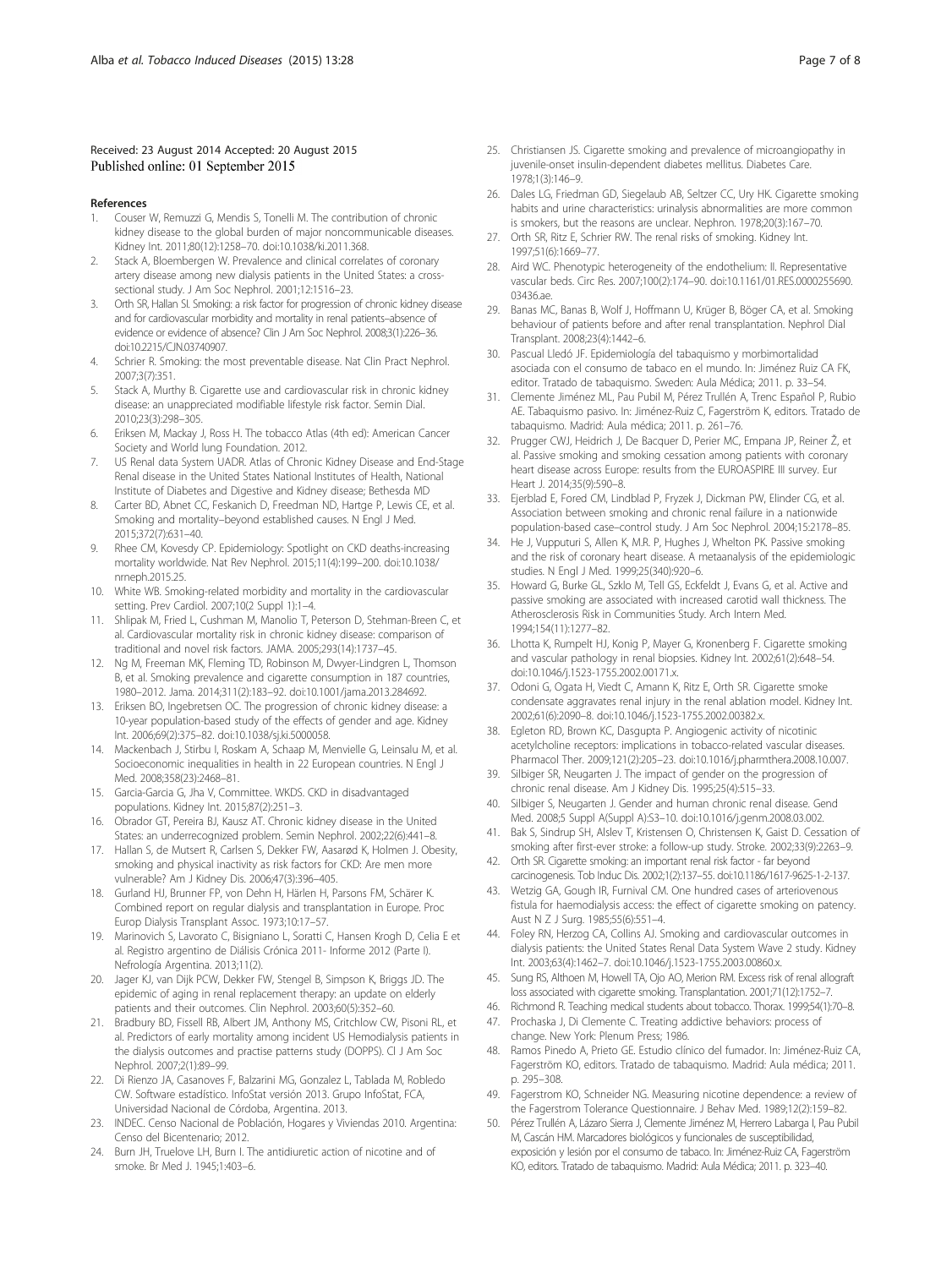Received: 23 August 2014 Accepted: 20 August 2015
Published online: 01 September 2015

## References

1. Couser W, Remuzzi G, Mendis S, Tonelli M. The contribution of chronic kidney disease to the global burden of major noncommunicable diseases. Kidney Int. 2011;80(12):1258–70. doi:10.1038/ki.2011.368.
2. Stack A, Bloembergen W. Prevalence and clinical correlates of coronary artery disease among new dialysis patients in the United States: a cross-sectional study. J Am Soc Nephrol. 2001;12:1516–23.
3. Orth SR, Hallan SI. Smoking: a risk factor for progression of chronic kidney disease and for cardiovascular morbidity and mortality in renal patients–absence of evidence or evidence of absence? Clin J Am Soc Nephrol. 2008;3(1):226–36. doi:10.2215/CJN.03740907.
4. Schrier R. Smoking: the most preventable disease. Nat Clin Pract Nephrol. 2007;3(7):351.
5. Stack A, Murthy B. Cigarette use and cardiovascular risk in chronic kidney disease: an unappreciated modifiable lifestyle risk factor. Semin Dial. 2010;23(3):298–305.
6. Eriksen M, Mackay J, Ross H. The tobacco Atlas (4th ed): American Cancer Society and World lung Foundation. 2012.
7. US Renal data System UADR. Atlas of Chronic Kidney Disease and End-Stage Renal disease in the United States National Institutes of Health, National Institute of Diabetes and Digestive and Kidney disease; Bethesda MD
8. Carter BD, Abnet CC, Feskanich D, Freedman ND, Hartge P, Lewis CE, et al. Smoking and mortality–beyond established causes. N Engl J Med. 2015;372(7):631–40.
9. Rhee CM, Kovesdy CP. Epidemiology: Spotlight on CKD deaths-increasing mortality worldwide. Nat Rev Nephrol. 2015;11(4):199–200. doi:10.1038/nrneph.2015.25.
10. White WB. Smoking-related morbidity and mortality in the cardiovascular setting. Prev Cardiol. 2007;10(2 Suppl 1):1–4.
11. Shlipak M, Fried L, Cushman M, Manolio T, Peterson D, Stehman-Breen C, et al. Cardiovascular mortality risk in chronic kidney disease: comparison of traditional and novel risk factors. JAMA. 2005;293(14):1737–45.
12. Ng M, Freeman MK, Fleming TD, Robinson M, Dwyer-Lindgren L, Thomson B, et al. Smoking prevalence and cigarette consumption in 187 countries, 1980–2012. Jama. 2014;311(2):183–92. doi:10.1001/jama.2013.284692.
13. Eriksen BO, Ingebretsen OC. The progression of chronic kidney disease: a 10-year population-based study of the effects of gender and age. Kidney Int. 2006;69(2):375–82. doi:10.1038/sj.ki.5000058.
14. Mackenbach J, Stirbu I, Roskam A, Schaap M, Menvielle G, Leinsalu M, et al. Socioeconomic inequalities in health in 22 European countries. N Engl J Med. 2008;358(23):2468–81.
15. Garcia-Garcia G, Jha V, Committee. WKDS. CKD in disadvantaged populations. Kidney Int. 2015;87(2):251–3.
16. Obrador GT, Pereira BJ, Kausz AT. Chronic kidney disease in the United States: an underrecognized problem. Semin Nephrol. 2002;22(6):441–8.
17. Hallan S, de Mutsert R, Carlsen S, Dekker FW, Aasarød K, Holmen J. Obesity, smoking and physical inactivity as risk factors for CKD: Are men more vulnerable? Am J Kidney Dis. 2006;47(3):396–405.
18. Gurland HJ, Brunner FP, von Dehn H, Härlen H, Parsons FM, Schärer K. Combined report on regular dialysis and transplantation in Europe. Proc Europ Dialysis Transplant Assoc. 1973;10:17–57.
19. Marinovich S, Lavorato C, Bisigniano L, Soratti C, Hansen Krogh D, Celia E et al. Registro argentino de Diálisis Crónica 2011- Informe 2012 (Parte I). Nefrología Argentina. 2013;11(2).
20. Jager KJ, van Dijk PCW, Dekker FW, Stengel B, Simpson K, Briggs JD. The epidemic of aging in renal replacement therapy: an update on elderly patients and their outcomes. Clin Nephrol. 2003;60(5):352–60.
21. Bradbury BD, Fissell RB, Albert JM, Anthony MS, Critchlow CW, Pisoni RL, et al. Predictors of early mortality among incident US Hemodialysis patients in the dialysis outcomes and practise patterns study (DOPPS). Cl J Am Soc Nephrol. 2007;2(1):89–99.
22. Di Rienzo JA, Casanoves F, Balzarini MG, Gonzalez L, Tablada M, Robledo CW. Software estadístico. InfoStat versión 2013. Grupo InfoStat, FCA, Universidad Nacional de Córdoba, Argentina. 2013.
23. INDEC. Censo Nacional de Población, Hogares y Viviendas 2010. Argentina: Censo del Bicentenario; 2012.
24. Burn JH, Truelove LH, Burn I. The antidiuretic action of nicotine and of smoke. Br Med J. 1945;1:403–6.
25. Christiansen JS. Cigarette smoking and prevalence of microangiopathy in juvenile-onset insulin-dependent diabetes mellitus. Diabetes Care. 1978;1(3):146–9.
26. Dales LG, Friedman GD, Siegelaub AB, Seltzer CC, Ury HK. Cigarette smoking habits and urine characteristics: urinalysis abnormalities are more common is smokers, but the reasons are unclear. Nephron. 1978;20(3):167–70.
27. Orth SR, Ritz E, Schrier RW. The renal risks of smoking. Kidney Int. 1997;51(6):1669–77.
28. Aird WC. Phenotypic heterogeneity of the endothelium: II. Representative vascular beds. Circ Res. 2007;100(2):174–90. doi:10.1161/01.RES.0000255690.03436.ae.
29. Banas MC, Banas B, Wolf J, Hoffmann U, Krüger B, Böger CA, et al. Smoking behaviour of patients before and after renal transplantation. Nephrol Dial Transplant. 2008;23(4):1442–6.
30. Pascual Lledó JF. Epidemiología del tabaquismo y morbimortalidad asociada con el consumo de tabaco en el mundo. In: Jiménez Ruiz CA FK, editor. Tratado de tabaquismo. Sweden: Aula Médica; 2011. p. 33–54.
31. Clemente Jiménez ML, Pau Pubil M, Pérez Trullén A, Trenc Español P, Rubio AE. Tabaquismo pasivo. In: Jiménez-Ruiz C, Fagerström K, editors. Tratado de tabaquismo. Madrid: Aula médica; 2011. p. 261–76.
32. Prugger CWJ, Heidrich J, De Bacquer D, Perier MC, Empana JP, Reiner Ž, et al. Passive smoking and smoking cessation among patients with coronary heart disease across Europe: results from the EUROASPIRE III survey. Eur Heart J. 2014;35(9):590–8.
33. Ejerblad E, Fored CM, Lindblad P, Fryzek J, Dickman PW, Elinder CG, et al. Association between smoking and chronic renal failure in a nationwide population-based case–control study. J Am Soc Nephrol. 2004;15:2178–85.
34. He J, Vupputuri S, Allen K, M.R. P, Hughes J, Whelton PK. Passive smoking and the risk of coronary heart disease. A metaanalysis of the epidemiologic studies. N Engl J Med. 1999;25(340):920–6.
35. Howard G, Burke GL, Szklo M, Tell GS, Eckfeldt J, Evans G, et al. Active and passive smoking are associated with increased carotid wall thickness. The Atherosclerosis Risk in Communities Study. Arch Intern Med. 1994;154(11):1277–82.
36. Lhotta K, Rumpelt HJ, Konig P, Mayer G, Kronenberg F. Cigarette smoking and vascular pathology in renal biopsies. Kidney Int. 2002;61(2):648–54. doi:10.1046/j.1523-1755.2002.00171.x.
37. Odoni G, Ogata H, Viedt C, Amann K, Ritz E, Orth SR. Cigarette smoke condensate aggravates renal injury in the renal ablation model. Kidney Int. 2002;61(6):2090–8. doi:10.1046/j.1523-1755.2002.00382.x.
38. Egleton RD, Brown KC, Dasgupta P. Angiogenic activity of nicotinic acetylcholine receptors: implications in tobacco-related vascular diseases. Pharmacol Ther. 2009;121(2):205–23. doi:10.1016/j.pharmthera.2008.10.007.
39. Silbiger SR, Neugarten J. The impact of gender on the progression of chronic renal disease. Am J Kidney Dis. 1995;25(4):515–33.
40. Silbiger S, Neugarten J. Gender and human chronic renal disease. Gend Med. 2008;5 Suppl A(Suppl A):S3–10. doi:10.1016/j.genm.2008.03.002.
41. Bak S, Sindrup SH, Alslev T, Kristensen O, Christensen K, Gaist D. Cessation of smoking after first-ever stroke: a follow-up study. Stroke. 2002;33(9):2263–9.
42. Orth SR. Cigarette smoking: an important renal risk factor - far beyond carcinogenesis. Tob Induc Dis. 2002;1(2):137–55. doi:10.1186/1617-9625-1-2-137.
43. Wetzig GA, Gough IR, Furnival CM. One hundred cases of arteriovenous fistula for haemodialysis access: the effect of cigarette smoking on patency. Aust N Z J Surg. 1985;55(6):551–4.
44. Foley RN, Herzog CA, Collins AJ. Smoking and cardiovascular outcomes in dialysis patients: the United States Renal Data System Wave 2 study. Kidney Int. 2003;63(4):1462–7. doi:10.1046/j.1523-1755.2003.00860.x.
45. Sung RS, Althoen M, Howell TA, Ojo AO, Merion RM. Excess risk of renal allograft loss associated with cigarette smoking. Transplantation. 2001;71(12):1752–7.
46. Richmond R. Teaching medical students about tobacco. Thorax. 1999;54(1):70–8.
47. Prochaska J, Di Clemente C. Treating addictive behaviors: process of change. New York: Plenum Press; 1986.
48. Ramos Pinedo A, Prieto GE. Estudio clínico del fumador. In: Jiménez-Ruiz CA, Fagerström KO, editors. Tratado de tabaquismo. Madrid: Aula médica; 2011. p. 295–308.
49. Fagerstrom KO, Schneider NG. Measuring nicotine dependence: a review of the Fagerstrom Tolerance Questionnaire. J Behav Med. 1989;12(2):159–82.
50. Pérez Trullén A, Lázaro Sierra J, Clemente Jiménez M, Herrero Labarga I, Pau Pubil M, Cascán HM. Marcadores biológicos y funcionales de susceptibilidad, exposición y lesión por el consumo de tabaco. In: Jiménez-Ruiz CA, Fagerström KO, editors. Tratado de tabaquismo. Madrid: Aula Médica; 2011. p. 323–40.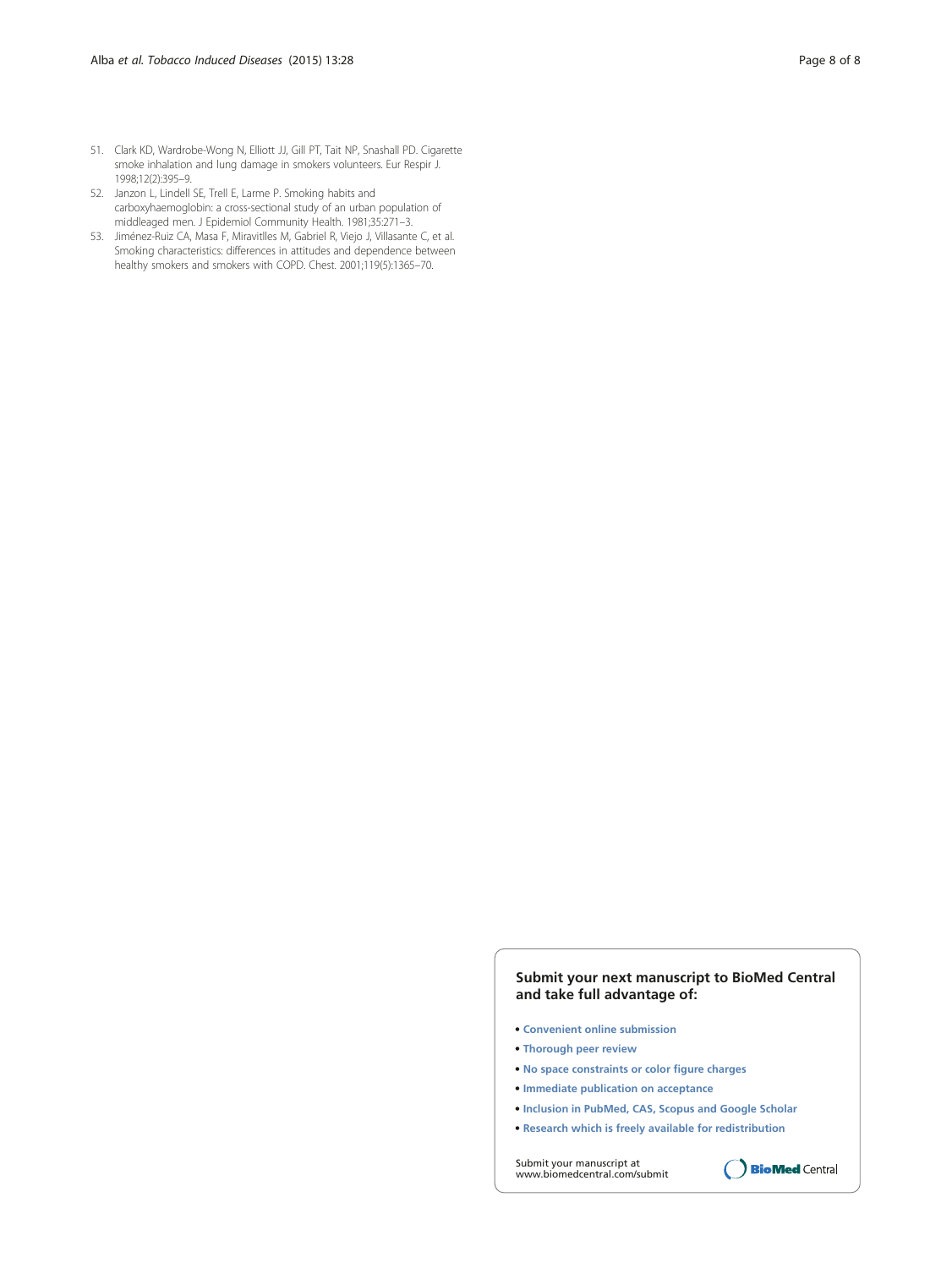51. Clark KD, Wardrobe-Wong N, Elliott JJ, Gill PT, Tait NP, Snashall PD. Cigarette smoke inhalation and lung damage in smokers volunteers. Eur Respir J. 1998;12(2):395–9.
52. Janzon L, Lindell SE, Trell E, Larme P. Smoking habits and carboxyhaemoglobin: a cross-sectional study of an urban population of middleaged men. J Epidemiol Community Health. 1981;35:271–3.
53. Jiménez-Ruiz CA, Masa F, Miravitlles M, Gabriel R, Viejo J, Villasante C, et al. Smoking characteristics: differences in attitudes and dependence between healthy smokers and smokers with COPD. Chest. 2001;119(5):1365–70.

**Submit your next manuscript to BioMed Central and take full advantage of:**

- **Convenient online submission**
- **Thorough peer review**
- **No space constraints or color figure charges**
- **Immediate publication on acceptance**
- **Inclusion in PubMed, CAS, Scopus and Google Scholar**
- **Research which is freely available for redistribution**

Submit your manuscript at
www.biomedcentral.com/submit

BioMed Central